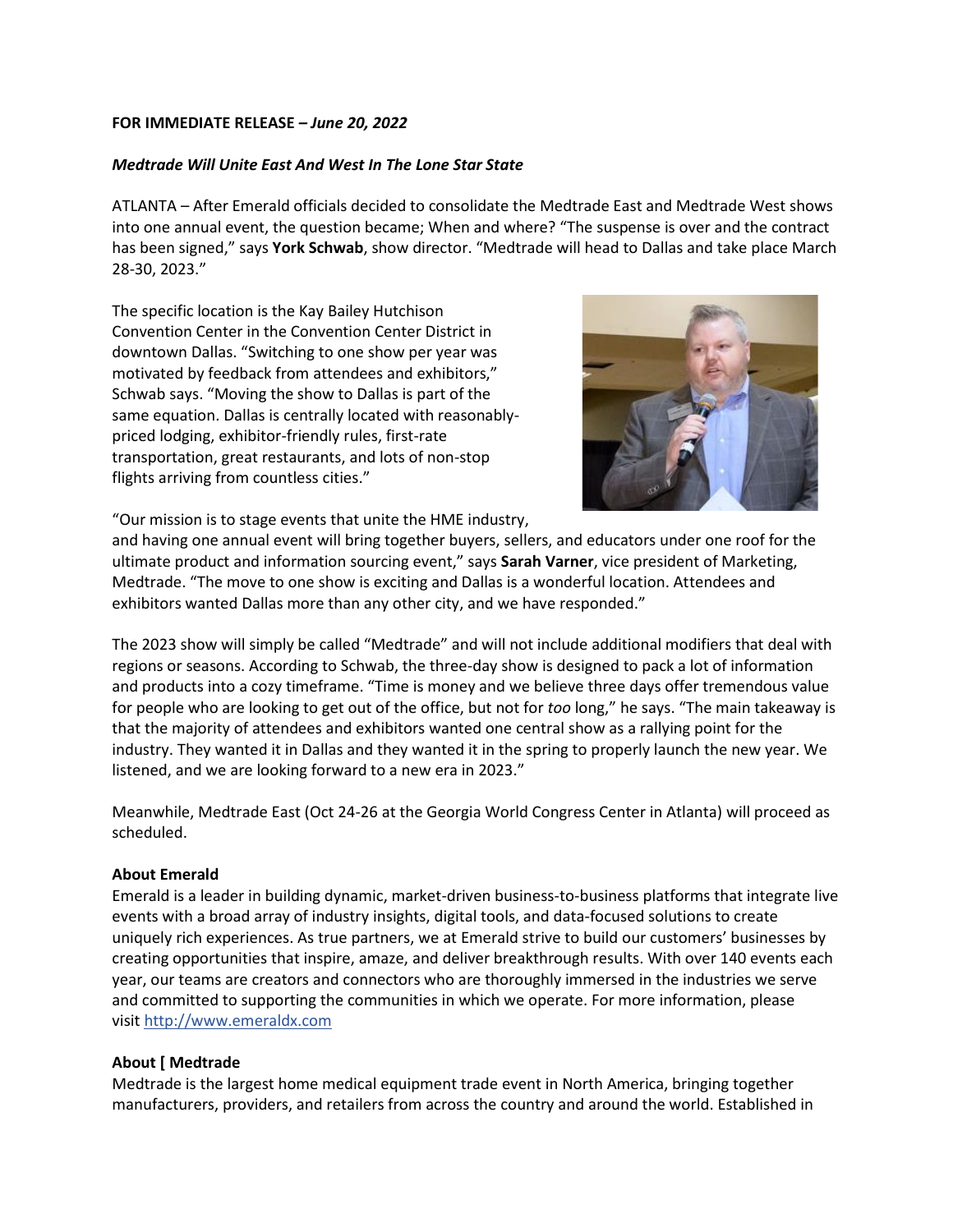**FOR IMMEDIATE RELEASE –** ***June 20, 2022***

***Medtrade Will Unite East And West In The Lone Star State***

ATLANTA – After Emerald officials decided to consolidate the Medtrade East and Medtrade West shows into one annual event, the question became; When and where? "The suspense is over and the contract has been signed," says **York Schwab**, show director. "Medtrade will head to Dallas and take place March 28-30, 2023."

The specific location is the Kay Bailey Hutchison Convention Center in the Convention Center District in downtown Dallas. "Switching to one show per year was motivated by feedback from attendees and exhibitors," Schwab says. "Moving the show to Dallas is part of the same equation. Dallas is centrally located with reasonably-priced lodging, exhibitor-friendly rules, first-rate transportation, great restaurants, and lots of non-stop flights arriving from countless cities."

"Our mission is to stage events that unite the HME industry, and having one annual event will bring together buyers, sellers, and educators under one roof for the ultimate product and information sourcing event," says **Sarah Varner**, vice president of Marketing, Medtrade. "The move to one show is exciting and Dallas is a wonderful location. Attendees and exhibitors wanted Dallas more than any other city, and we have responded."

The 2023 show will simply be called "Medtrade" and will not include additional modifiers that deal with regions or seasons. According to Schwab, the three-day show is designed to pack a lot of information and products into a cozy timeframe. "Time is money and we believe three days offer tremendous value for people who are looking to get out of the office, but not for *too* long," he says. "The main takeaway is that the majority of attendees and exhibitors wanted one central show as a rallying point for the industry. They wanted it in Dallas and they wanted it in the spring to properly launch the new year. We listened, and we are looking forward to a new era in 2023."

Meanwhile, Medtrade East (Oct 24-26 at the Georgia World Congress Center in Atlanta) will proceed as scheduled.

**About Emerald**

Emerald is a leader in building dynamic, market-driven business-to-business platforms that integrate live events with a broad array of industry insights, digital tools, and data-focused solutions to create uniquely rich experiences. As true partners, we at Emerald strive to build our customers' businesses by creating opportunities that inspire, amaze, and deliver breakthrough results. With over 140 events each year, our teams are creators and connectors who are thoroughly immersed in the industries we serve and committed to supporting the communities in which we operate. For more information, please visit [http://www.emeraldx.com](http://www.emeraldx.com)

**About [ Medtrade**

Medtrade is the largest home medical equipment trade event in North America, bringing together manufacturers, providers, and retailers from across the country and around the world. Established in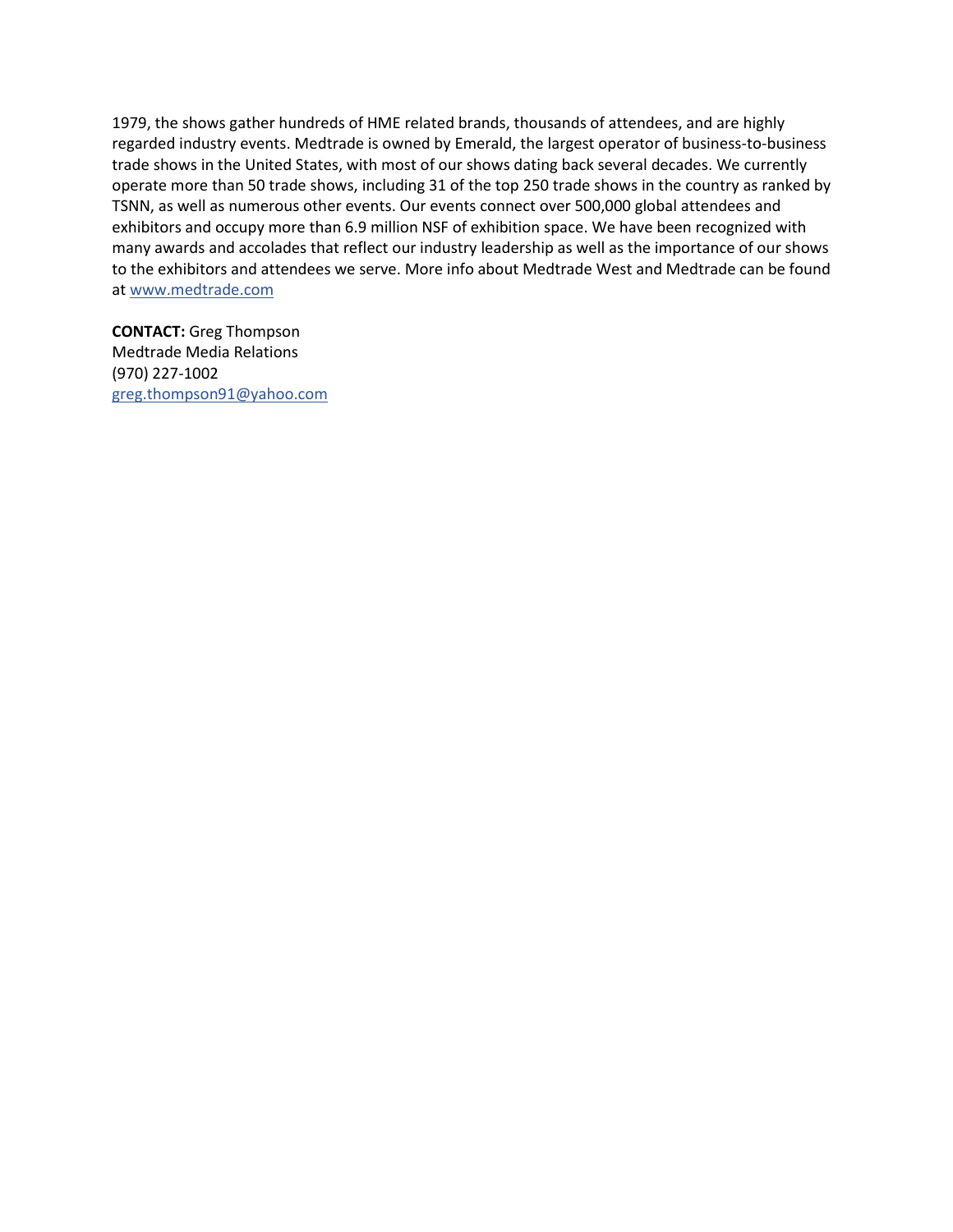1979, the shows gather hundreds of HME related brands, thousands of attendees, and are highly regarded industry events. Medtrade is owned by Emerald, the largest operator of business-to-business trade shows in the United States, with most of our shows dating back several decades. We currently operate more than 50 trade shows, including 31 of the top 250 trade shows in the country as ranked by TSNN, as well as numerous other events. Our events connect over 500,000 global attendees and exhibitors and occupy more than 6.9 million NSF of exhibition space. We have been recognized with many awards and accolades that reflect our industry leadership as well as the importance of our shows to the exhibitors and attendees we serve. More info about Medtrade West and Medtrade can be found at [www.medtrade.com](http://www.medtrade.com)

**CONTACT:** Greg Thompson
Medtrade Media Relations
(970) 227-1002
[greg.thompson91@yahoo.com](mailto:greg.thompson91@yahoo.com)